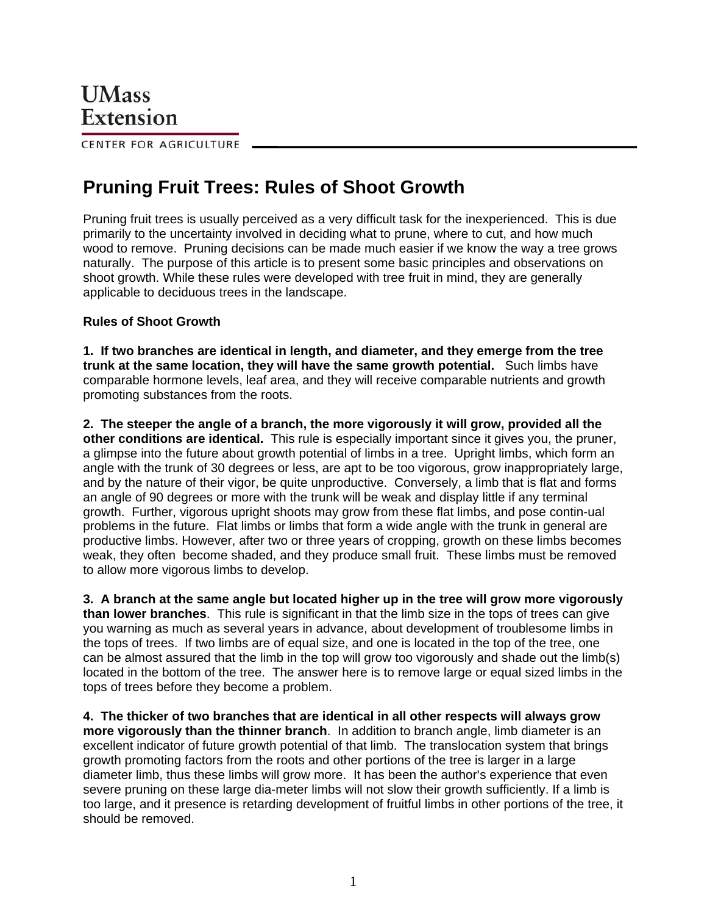UMass Extension

CENTER FOR AGRICULTURE

# Pruning Fruit Trees: Rules of Shoot Growth

Pruning fruit trees is usually perceived as a very difficult task for the inexperienced. This is due primarily to the uncertainty involved in deciding what to prune, where to cut, and how much wood to remove. Pruning decisions can be made much easier if we know the way a tree grows naturally. The purpose of this article is to present some basic principles and observations on shoot growth. While these rules were developed with tree fruit in mind, they are generally applicable to deciduous trees in the landscape.

**Rules of Shoot Growth**

**1. If two branches are identical in length, and diameter, and they emerge from the tree trunk at the same location, they will have the same growth potential.** Such limbs have comparable hormone levels, leaf area, and they will receive comparable nutrients and growth promoting substances from the roots.

**2. The steeper the angle of a branch, the more vigorously it will grow, provided all the other conditions are identical.** This rule is especially important since it gives you, the pruner, a glimpse into the future about growth potential of limbs in a tree. Upright limbs, which form an angle with the trunk of 30 degrees or less, are apt to be too vigorous, grow inappropriately large, and by the nature of their vigor, be quite unproductive. Conversely, a limb that is flat and forms an angle of 90 degrees or more with the trunk will be weak and display little if any terminal growth. Further, vigorous upright shoots may grow from these flat limbs, and pose contin-ual problems in the future. Flat limbs or limbs that form a wide angle with the trunk in general are productive limbs. However, after two or three years of cropping, growth on these limbs becomes weak, they often become shaded, and they produce small fruit. These limbs must be removed to allow more vigorous limbs to develop.

**3. A branch at the same angle but located higher up in the tree will grow more vigorously than lower branches**. This rule is significant in that the limb size in the tops of trees can give you warning as much as several years in advance, about development of troublesome limbs in the tops of trees. If two limbs are of equal size, and one is located in the top of the tree, one can be almost assured that the limb in the top will grow too vigorously and shade out the limb(s) located in the bottom of the tree. The answer here is to remove large or equal sized limbs in the tops of trees before they become a problem.

**4. The thicker of two branches that are identical in all other respects will always grow more vigorously than the thinner branch**. In addition to branch angle, limb diameter is an excellent indicator of future growth potential of that limb. The translocation system that brings growth promoting factors from the roots and other portions of the tree is larger in a large diameter limb, thus these limbs will grow more. It has been the author's experience that even severe pruning on these large dia-meter limbs will not slow their growth sufficiently. If a limb is too large, and it presence is retarding development of fruitful limbs in other portions of the tree, it should be removed.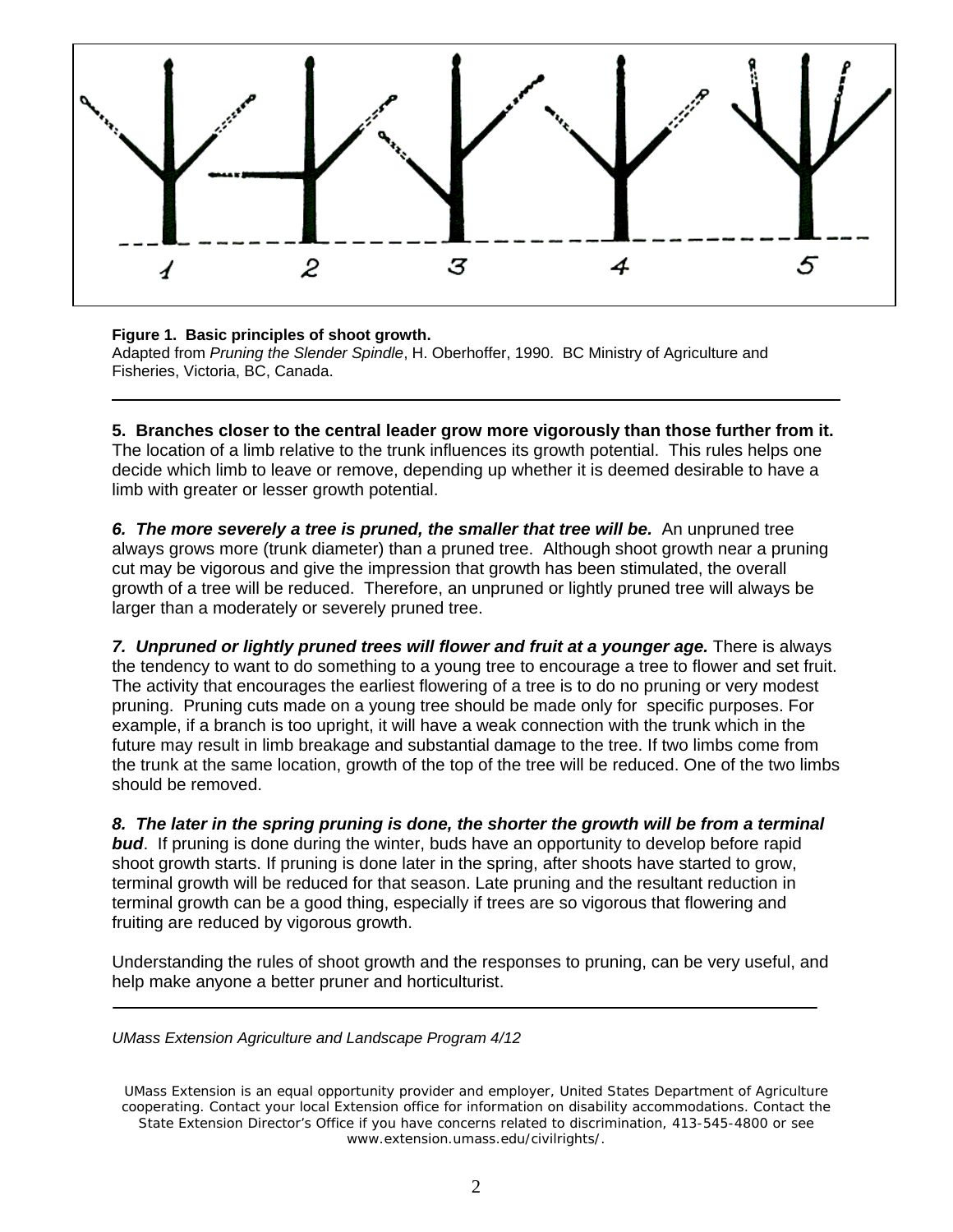1 2 3 4 5

**Figure 1. Basic principles of shoot growth.**
Adapted from *Pruning the Slender Spindle*, H. Oberhoffer, 1990. BC Ministry of Agriculture and Fisheries, Victoria, BC, Canada.

**5. Branches closer to the central leader grow more vigorously than those further from it.** The location of a limb relative to the trunk influences its growth potential. This rules helps one decide which limb to leave or remove, depending up whether it is deemed desirable to have a limb with greater or lesser growth potential.

***6. The more severely a tree is pruned, the smaller that tree will be.*** An unpruned tree always grows more (trunk diameter) than a pruned tree. Although shoot growth near a pruning cut may be vigorous and give the impression that growth has been stimulated, the overall growth of a tree will be reduced. Therefore, an unpruned or lightly pruned tree will always be larger than a moderately or severely pruned tree.

***7. Unpruned or lightly pruned trees will flower and fruit at a younger age.*** There is always the tendency to want to do something to a young tree to encourage a tree to flower and set fruit. The activity that encourages the earliest flowering of a tree is to do no pruning or very modest pruning. Pruning cuts made on a young tree should be made only for specific purposes. For example, if a branch is too upright, it will have a weak connection with the trunk which in the future may result in limb breakage and substantial damage to the tree. If two limbs come from the trunk at the same location, growth of the top of the tree will be reduced. One of the two limbs should be removed.

***8. The later in the spring pruning is done, the shorter the growth will be from a terminal bud***. If pruning is done during the winter, buds have an opportunity to develop before rapid shoot growth starts. If pruning is done later in the spring, after shoots have started to grow, terminal growth will be reduced for that season. Late pruning and the resultant reduction in terminal growth can be a good thing, especially if trees are so vigorous that flowering and fruiting are reduced by vigorous growth.

Understanding the rules of shoot growth and the responses to pruning, can be very useful, and help make anyone a better pruner and horticulturist.

*UMass Extension Agriculture and Landscape Program 4/12*

UMass Extension is an equal opportunity provider and employer, United States Department of Agriculture cooperating. Contact your local Extension office for information on disability accommodations. Contact the State Extension Director's Office if you have concerns related to discrimination, 413-545-4800 or see www.extension.umass.edu/civilrights/.